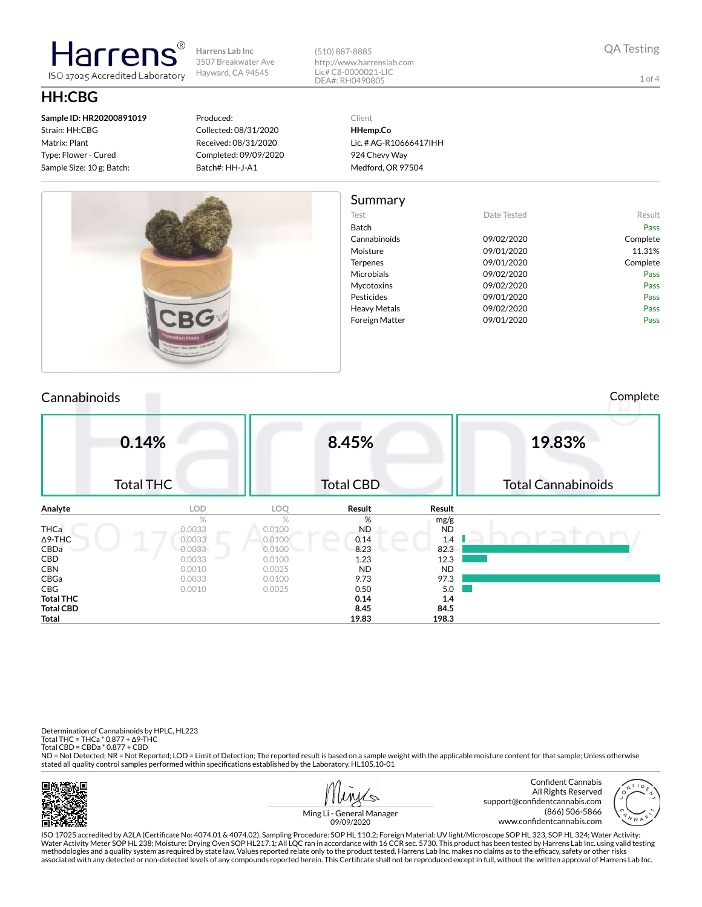# Harrens®

ISO 17025 Accredited Laboratory

**Harrens Lab Inc**
3507 Breakwater Ave
Hayward, CA 94545

(510) 887-8885
http://www.harrenslab.com
Lic# C8-0000021-LIC
DEA#: RH0490805

QA Testing

## HH:CBG

**Sample ID: HR20200891019**
Strain: HH:CBG
Matrix: Plant
Type: Flower - Cured
Sample Size: 10 g; Batch:

Produced:
Collected: 08/31/2020
Received: 08/31/2020
Completed: 09/09/2020
Batch#: HH-J-A1

Client
**HHemp.Co**
Lic. # AG-R10666417IHH
924 Chevy Way
Medford, OR 97504

## Summary

| Test | Date Tested | Result |
|---|---|---|
| Batch | | Pass |
| Cannabinoids | 09/02/2020 | Complete |
| Moisture | 09/01/2020 | 11.31% |
| Terpenes | 09/01/2020 | Complete |
| Microbials | 09/02/2020 | Pass |
| Mycotoxins | 09/02/2020 | Pass |
| Pesticides | 09/01/2020 | Pass |
| Heavy Metals | 09/02/2020 | Pass |
| Foreign Matter | 09/01/2020 | Pass |

## Cannabinoids

Complete

| 0.14% | 8.45% | 19.83% |
|---|---|---|
| Total THC | Total CBD | Total Cannabinoids |

| Analyte | LOD | LOQ | Result | Result |
|---|---|---|---|---|
| | % | % | % | mg/g |
| THCa | 0.0033 | 0.0100 | ND | ND |
| Δ9-THC | 0.0033 | 0.0100 | 0.14 | 1.4 |
| CBDa | 0.0033 | 0.0100 | 8.23 | 82.3 |
| CBD | 0.0033 | 0.0100 | 1.23 | 12.3 |
| CBN | 0.0010 | 0.0025 | ND | ND |
| CBGa | 0.0033 | 0.0100 | 9.73 | 97.3 |
| CBG | 0.0010 | 0.0025 | 0.50 | 5.0 |
| **Total THC** | | | **0.14** | **1.4** |
| **Total CBD** | | | **8.45** | **84.5** |
| **Total** | | | **19.83** | **198.3** |

Determination of Cannabinoids by HPLC, HL223
Total THC = THCa * 0.877 + Δ9-THC
Total CBD = CBDa * 0.877 + CBD
ND = Not Detected; NR = Not Reported; LOD = Limit of Detection; The reported result is based on a sample weight with the applicable moisture content for that sample; Unless otherwise stated all quality control samples performed within specifications established by the Laboratory. HL105.10-01

Ming Li - General Manager
09/09/2020

Confident Cannabis
All Rights Reserved
support@confidentcannabis.com
(866) 506-5866
www.confidentcannabis.com

ISO 17025 accredited by A2LA (Certificate No: 4074.01 & 4074.02). Sampling Procedure: SOP HL 110.2; Foreign Material: UV light/Microscope SOP HL 323, SOP HL 324; Water Activity: Water Activity Meter SOP HL 238; Moisture: Drying Oven SOP HL217.1; All LQC ran in accordance with 16 CCR sec. 5730. This product has been tested by Harrens Lab Inc. using valid testing methodologies and a quality system as required by state law. Values reported relate only to the product tested. Harrens Lab Inc. makes no claims as to the efficacy, safety or other risks associated with any detected or non-detected levels of any compounds reported herein. This Certificate shall not be reproduced except in full, without the written approval of Harrens Lab Inc.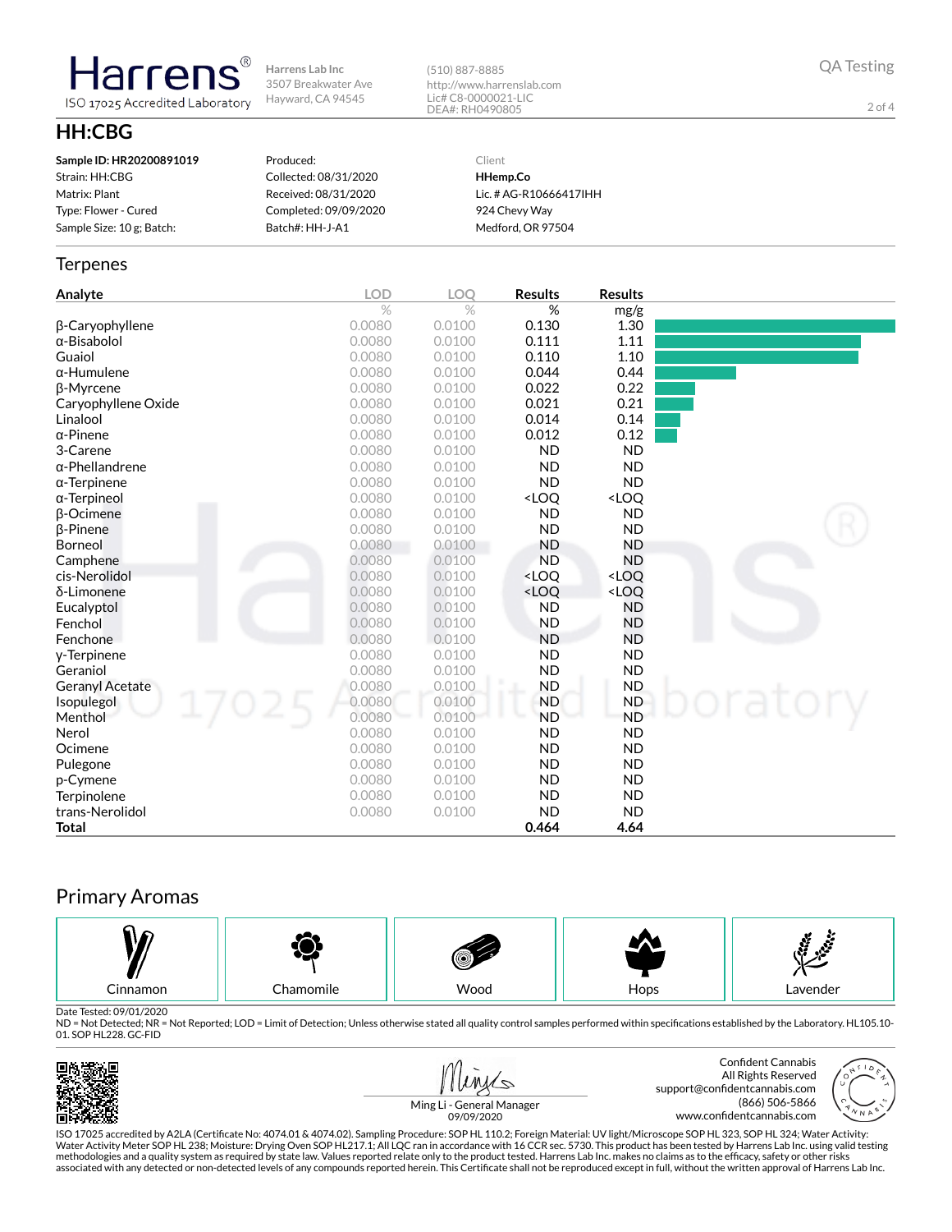Harrens® ISO 17025 Accredited Laboratory

Harrens Lab Inc
3507 Breakwater Ave
Hayward, CA 94545

(510) 887-8885
http://www.harrenslab.com
Lic# C8-0000021-LIC
DEA#: RH0490805

QA Testing

# HH:CBG

| | | |
|---|---|---|
| **Sample ID: HR20200891019** | Produced: | Client |
| Strain: HH:CBG | Collected: 08/31/2020 | **HHemp.Co** |
| Matrix: Plant | Received: 08/31/2020 | Lic. # AG-R10666417IHH |
| Type: Flower - Cured | Completed: 09/09/2020 | 924 Chevy Way |
| Sample Size: 10 g; Batch: | Batch#: HH-J-A1 | Medford, OR 97504 |

## Terpenes

| Analyte | LOD | LOQ | Results | Results |
|---|---|---|---|---|
| | % | % | % | mg/g |
| β-Caryophyllene | 0.0080 | 0.0100 | 0.130 | 1.30 |
| α-Bisabolol | 0.0080 | 0.0100 | 0.111 | 1.11 |
| Guaiol | 0.0080 | 0.0100 | 0.110 | 1.10 |
| α-Humulene | 0.0080 | 0.0100 | 0.044 | 0.44 |
| β-Myrcene | 0.0080 | 0.0100 | 0.022 | 0.22 |
| Caryophyllene Oxide | 0.0080 | 0.0100 | 0.021 | 0.21 |
| Linalool | 0.0080 | 0.0100 | 0.014 | 0.14 |
| α-Pinene | 0.0080 | 0.0100 | 0.012 | 0.12 |
| 3-Carene | 0.0080 | 0.0100 | ND | ND |
| α-Phellandrene | 0.0080 | 0.0100 | ND | ND |
| α-Terpinene | 0.0080 | 0.0100 | ND | ND |
| α-Terpineol | 0.0080 | 0.0100 | <LOQ | <LOQ |
| β-Ocimene | 0.0080 | 0.0100 | ND | ND |
| β-Pinene | 0.0080 | 0.0100 | ND | ND |
| Borneol | 0.0080 | 0.0100 | ND | ND |
| Camphene | 0.0080 | 0.0100 | ND | ND |
| cis-Nerolidol | 0.0080 | 0.0100 | <LOQ | <LOQ |
| δ-Limonene | 0.0080 | 0.0100 | <LOQ | <LOQ |
| Eucalyptol | 0.0080 | 0.0100 | ND | ND |
| Fenchol | 0.0080 | 0.0100 | ND | ND |
| Fenchone | 0.0080 | 0.0100 | ND | ND |
| γ-Terpinene | 0.0080 | 0.0100 | ND | ND |
| Geraniol | 0.0080 | 0.0100 | ND | ND |
| Geranyl Acetate | 0.0080 | 0.0100 | ND | ND |
| Isopulegol | 0.0080 | 0.0100 | ND | ND |
| Menthol | 0.0080 | 0.0100 | ND | ND |
| Nerol | 0.0080 | 0.0100 | ND | ND |
| Ocimene | 0.0080 | 0.0100 | ND | ND |
| Pulegone | 0.0080 | 0.0100 | ND | ND |
| p-Cymene | 0.0080 | 0.0100 | ND | ND |
| Terpinolene | 0.0080 | 0.0100 | ND | ND |
| trans-Nerolidol | 0.0080 | 0.0100 | ND | ND |
| **Total** | | | **0.464** | **4.64** |

## Primary Aromas

Cinnamon | Chamomile | Wood | Hops | Lavender

Date Tested: 09/01/2020
ND = Not Detected; NR = Not Reported; LOD = Limit of Detection; Unless otherwise stated all quality control samples performed within specifications established by the Laboratory. HL105.10-01. SOP HL228. GC-FID

Ming Li - General Manager
09/09/2020

Confident Cannabis
All Rights Reserved
support@confidentcannabis.com
(866) 506-5866
www.confidentcannabis.com

ISO 17025 accredited by A2LA (Certificate No: 4074.01 & 4074.02). Sampling Procedure: SOP HL 110.2; Foreign Material: UV light/Microscope SOP HL 323, SOP HL 324; Water Activity: Water Activity Meter SOP HL 238; Moisture: Drying Oven SOP HL217.1; All LQC ran in accordance with 16 CCR sec. 5730. This product has been tested by Harrens Lab Inc. using valid testing methodologies and a quality system as required by state law. Values reported relate only to the product tested. Harrens Lab Inc. makes no claims as to the efficacy, safety or other risks associated with any detected or non-detected levels of any compounds reported herein. This Certificate shall not be reproduced except in full, without the written approval of Harrens Lab Inc.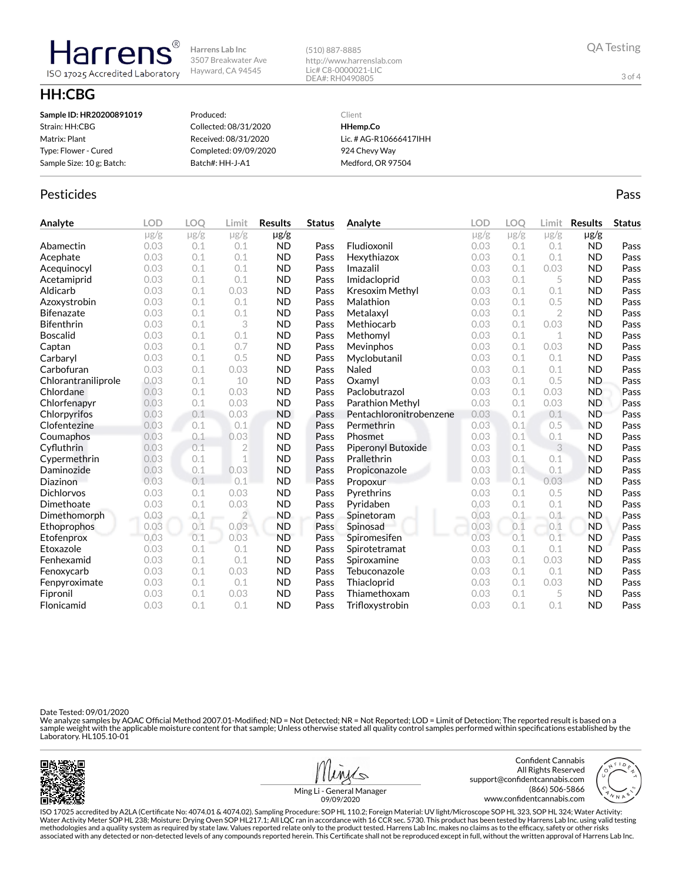Harrens® ISO 17025 Accredited Laboratory

Harrens Lab Inc
3507 Breakwater Ave
Hayward, CA 94545

(510) 887-8885
http://www.harrenslab.com
Lic# C8-0000021-LIC
DEA#: RH0490805

QA Testing

# HH:CBG

| | | |
|---|---|---|
| **Sample ID: HR20200891019** | Produced: | Client |
| Strain: HH:CBG | Collected: 08/31/2020 | **HHemp.Co** |
| Matrix: Plant | Received: 08/31/2020 | Lic. # AG-R10666417IHH |
| Type: Flower - Cured | Completed: 09/09/2020 | 924 Chevy Way |
| Sample Size: 10 g; Batch: | Batch#: HH-J-A1 | Medford, OR 97504 |

## Pesticides

Pass

| Analyte | LOD µg/g | LOQ µg/g | Limit µg/g | Results µg/g | Status |
|---|---|---|---|---|---|
| Abamectin | 0.03 | 0.1 | 0.1 | ND | Pass |
| Acephate | 0.03 | 0.1 | 0.1 | ND | Pass |
| Acequinocyl | 0.03 | 0.1 | 0.1 | ND | Pass |
| Acetamiprid | 0.03 | 0.1 | 0.1 | ND | Pass |
| Aldicarb | 0.03 | 0.1 | 0.03 | ND | Pass |
| Azoxystrobin | 0.03 | 0.1 | 0.1 | ND | Pass |
| Bifenazate | 0.03 | 0.1 | 0.1 | ND | Pass |
| Bifenthrin | 0.03 | 0.1 | 3 | ND | Pass |
| Boscalid | 0.03 | 0.1 | 0.1 | ND | Pass |
| Captan | 0.03 | 0.1 | 0.7 | ND | Pass |
| Carbaryl | 0.03 | 0.1 | 0.5 | ND | Pass |
| Carbofuran | 0.03 | 0.1 | 0.03 | ND | Pass |
| Chlorantraniliprole | 0.03 | 0.1 | 10 | ND | Pass |
| Chlordane | 0.03 | 0.1 | 0.03 | ND | Pass |
| Chlorfenapyr | 0.03 | 0.1 | 0.03 | ND | Pass |
| Chlorpyrifos | 0.03 | 0.1 | 0.03 | ND | Pass |
| Clofentezine | 0.03 | 0.1 | 0.1 | ND | Pass |
| Coumaphos | 0.03 | 0.1 | 0.03 | ND | Pass |
| Cyfluthrin | 0.03 | 0.1 | 2 | ND | Pass |
| Cypermethrin | 0.03 | 0.1 | 1 | ND | Pass |
| Daminozide | 0.03 | 0.1 | 0.03 | ND | Pass |
| Diazinon | 0.03 | 0.1 | 0.1 | ND | Pass |
| Dichlorvos | 0.03 | 0.1 | 0.03 | ND | Pass |
| Dimethoate | 0.03 | 0.1 | 0.03 | ND | Pass |
| Dimethomorph | 0.03 | 0.1 | 2 | ND | Pass |
| Ethoprophos | 0.03 | 0.1 | 0.03 | ND | Pass |
| Etofenprox | 0.03 | 0.1 | 0.03 | ND | Pass |
| Etoxazole | 0.03 | 0.1 | 0.1 | ND | Pass |
| Fenhexamid | 0.03 | 0.1 | 0.1 | ND | Pass |
| Fenoxycarb | 0.03 | 0.1 | 0.03 | ND | Pass |
| Fenpyroximate | 0.03 | 0.1 | 0.1 | ND | Pass |
| Fipronil | 0.03 | 0.1 | 0.03 | ND | Pass |
| Flonicamid | 0.03 | 0.1 | 0.1 | ND | Pass |
| Fludioxonil | 0.03 | 0.1 | 0.1 | ND | Pass |
| Hexythiazox | 0.03 | 0.1 | 0.1 | ND | Pass |
| Imazalil | 0.03 | 0.1 | 0.03 | ND | Pass |
| Imidacloprid | 0.03 | 0.1 | 5 | ND | Pass |
| Kresoxim Methyl | 0.03 | 0.1 | 0.1 | ND | Pass |
| Malathion | 0.03 | 0.1 | 0.5 | ND | Pass |
| Metalaxyl | 0.03 | 0.1 | 2 | ND | Pass |
| Methiocarb | 0.03 | 0.1 | 0.03 | ND | Pass |
| Methomyl | 0.03 | 0.1 | 1 | ND | Pass |
| Mevinphos | 0.03 | 0.1 | 0.03 | ND | Pass |
| Myclobutanil | 0.03 | 0.1 | 0.1 | ND | Pass |
| Naled | 0.03 | 0.1 | 0.1 | ND | Pass |
| Oxamyl | 0.03 | 0.1 | 0.5 | ND | Pass |
| Paclobutrazol | 0.03 | 0.1 | 0.03 | ND | Pass |
| Parathion Methyl | 0.03 | 0.1 | 0.03 | ND | Pass |
| Pentachloronitrobenzene | 0.03 | 0.1 | 0.1 | ND | Pass |
| Permethrin | 0.03 | 0.1 | 0.5 | ND | Pass |
| Phosmet | 0.03 | 0.1 | 0.1 | ND | Pass |
| Piperonyl Butoxide | 0.03 | 0.1 | 3 | ND | Pass |
| Prallethrin | 0.03 | 0.1 | 0.1 | ND | Pass |
| Propiconazole | 0.03 | 0.1 | 0.1 | ND | Pass |
| Propoxur | 0.03 | 0.1 | 0.03 | ND | Pass |
| Pyrethrins | 0.03 | 0.1 | 0.5 | ND | Pass |
| Pyridaben | 0.03 | 0.1 | 0.1 | ND | Pass |
| Spinetoram | 0.03 | 0.1 | 0.1 | ND | Pass |
| Spinosad | 0.03 | 0.1 | 0.1 | ND | Pass |
| Spiromesifen | 0.03 | 0.1 | 0.1 | ND | Pass |
| Spirotetramat | 0.03 | 0.1 | 0.1 | ND | Pass |
| Spiroxamine | 0.03 | 0.1 | 0.03 | ND | Pass |
| Tebuconazole | 0.03 | 0.1 | 0.1 | ND | Pass |
| Thiacloprid | 0.03 | 0.1 | 0.03 | ND | Pass |
| Thiamethoxam | 0.03 | 0.1 | 5 | ND | Pass |
| Trifloxystrobin | 0.03 | 0.1 | 0.1 | ND | Pass |

Date Tested: 09/01/2020
We analyze samples by AOAC Official Method 2007.01-Modified; ND = Not Detected; NR = Not Reported; LOD = Limit of Detection; The reported result is based on a sample weight with the applicable moisture content for that sample; Unless otherwise stated all quality control samples performed within specifications established by the Laboratory. HL105.10-01

Ming Li - General Manager
09/09/2020

Confident Cannabis
All Rights Reserved
support@confidentcannabis.com
(866) 506-5866
www.confidentcannabis.com

ISO 17025 accredited by A2LA (Certificate No: 4074.01 & 4074.02). Sampling Procedure: SOP HL 110.2; Foreign Material: UV light/Microscope SOP HL 323, SOP HL 324; Water Activity: Water Activity Meter SOP HL 238; Moisture: Drying Oven SOP HL217.1; All LQC ran in accordance with 16 CCR sec. 5730. This product has been tested by Harrens Lab Inc. using valid testing methodologies and a quality system as required by state law. Values reported relate only to the product tested. Harrens Lab Inc. makes no claims as to the efficacy, safety or other risks associated with any detected or non-detected levels of any compounds reported herein. This Certificate shall not be reproduced except in full, without the written approval of Harrens Lab Inc.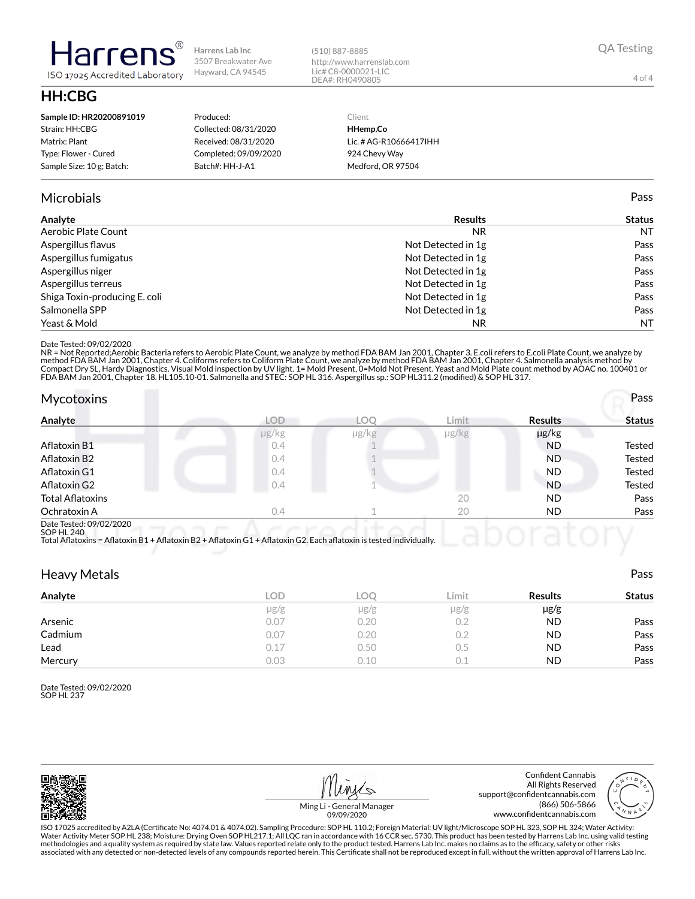Harrens®
ISO 17025 Accredited Laboratory

Harrens Lab Inc
3507 Breakwater Ave
Hayward, CA 94545

(510) 887-8885
http://www.harrenslab.com
Lic# C8-0000021-LIC
DEA#: RH0490805

QA Testing

# HH:CBG

**Sample ID: HR20200891019**
Strain: HH:CBG
Matrix: Plant
Type: Flower - Cured
Sample Size: 10 g; Batch:

Produced:
Collected: 08/31/2020
Received: 08/31/2020
Completed: 09/09/2020
Batch#: HH-J-A1

Client
**HHemp.Co**
Lic. # AG-R10666417IHH
924 Chevy Way
Medford, OR 97504

## Microbials

Pass

| Analyte | Results | Status |
|---|---|---|
| Aerobic Plate Count | NR | NT |
| Aspergillus flavus | Not Detected in 1g | Pass |
| Aspergillus fumigatus | Not Detected in 1g | Pass |
| Aspergillus niger | Not Detected in 1g | Pass |
| Aspergillus terreus | Not Detected in 1g | Pass |
| Shiga Toxin-producing E. coli | Not Detected in 1g | Pass |
| Salmonella SPP | Not Detected in 1g | Pass |
| Yeast & Mold | NR | NT |

Date Tested: 09/02/2020
NR = Not Reported;Aerobic Bacteria refers to Aerobic Plate Count, we analyze by method FDA BAM Jan 2001, Chapter 3. E.coli refers to E.coli Plate Count, we analyze by method FDA BAM Jan 2001, Chapter 4. Coliforms refers to Coliform Plate Count, we analyze by method FDA BAM Jan 2001, Chapter 4. Salmonella analysis method by Compact Dry SL, Hardy Diagnostics. Visual Mold inspection by UV light. 1= Mold Present, 0=Mold Not Present. Yeast and Mold Plate count method by AOAC no. 100401 or FDA BAM Jan 2001, Chapter 18. HL105.10-01. Salmonella and STEC: SOP HL 316. Aspergillus sp.: SOP HL311.2 (modified) & SOP HL 317.

## Mycotoxins

Pass

| Analyte | LOD | LOQ | Limit | Results | Status |
|---|---|---|---|---|---|
| | µg/kg | µg/kg | µg/kg | µg/kg | |
| Aflatoxin B1 | 0.4 | 1 | | ND | Tested |
| Aflatoxin B2 | 0.4 | 1 | | ND | Tested |
| Aflatoxin G1 | 0.4 | 1 | | ND | Tested |
| Aflatoxin G2 | 0.4 | 1 | | ND | Tested |
| Total Aflatoxins | | | 20 | ND | Pass |
| Ochratoxin A | 0.4 | 1 | 20 | ND | Pass |

Date Tested: 09/02/2020
SOP HL 240
Total Aflatoxins = Aflatoxin B1 + Aflatoxin B2 + Aflatoxin G1 + Aflatoxin G2. Each aflatoxin is tested individually.

## Heavy Metals

Pass

| Analyte | LOD | LOQ | Limit | Results | Status |
|---|---|---|---|---|---|
| | µg/g | µg/g | µg/g | µg/g | |
| Arsenic | 0.07 | 0.20 | 0.2 | ND | Pass |
| Cadmium | 0.07 | 0.20 | 0.2 | ND | Pass |
| Lead | 0.17 | 0.50 | 0.5 | ND | Pass |
| Mercury | 0.03 | 0.10 | 0.1 | ND | Pass |

Date Tested: 09/02/2020
SOP HL 237

Ming Li - General Manager
09/09/2020

Confident Cannabis
All Rights Reserved
support@confidentcannabis.com
(866) 506-5866
www.confidentcannabis.com

ISO 17025 accredited by A2LA (Certificate No: 4074.01 & 4074.02). Sampling Procedure: SOP HL 110.2; Foreign Material: UV light/Microscope SOP HL 323, SOP HL 324; Water Activity: Water Activity Meter SOP HL 238; Moisture: Drying Oven SOP HL217.1; All LQC ran in accordance with 16 CCR sec. 5730. This product has been tested by Harrens Lab Inc. using valid testing methodologies and a quality system as required by state law. Values reported relate only to the product tested. Harrens Lab Inc. makes no claims as to the efficacy, safety or other risks associated with any detected or non-detected levels of any compounds reported herein. This Certificate shall not be reproduced except in full, without the written approval of Harrens Lab Inc.